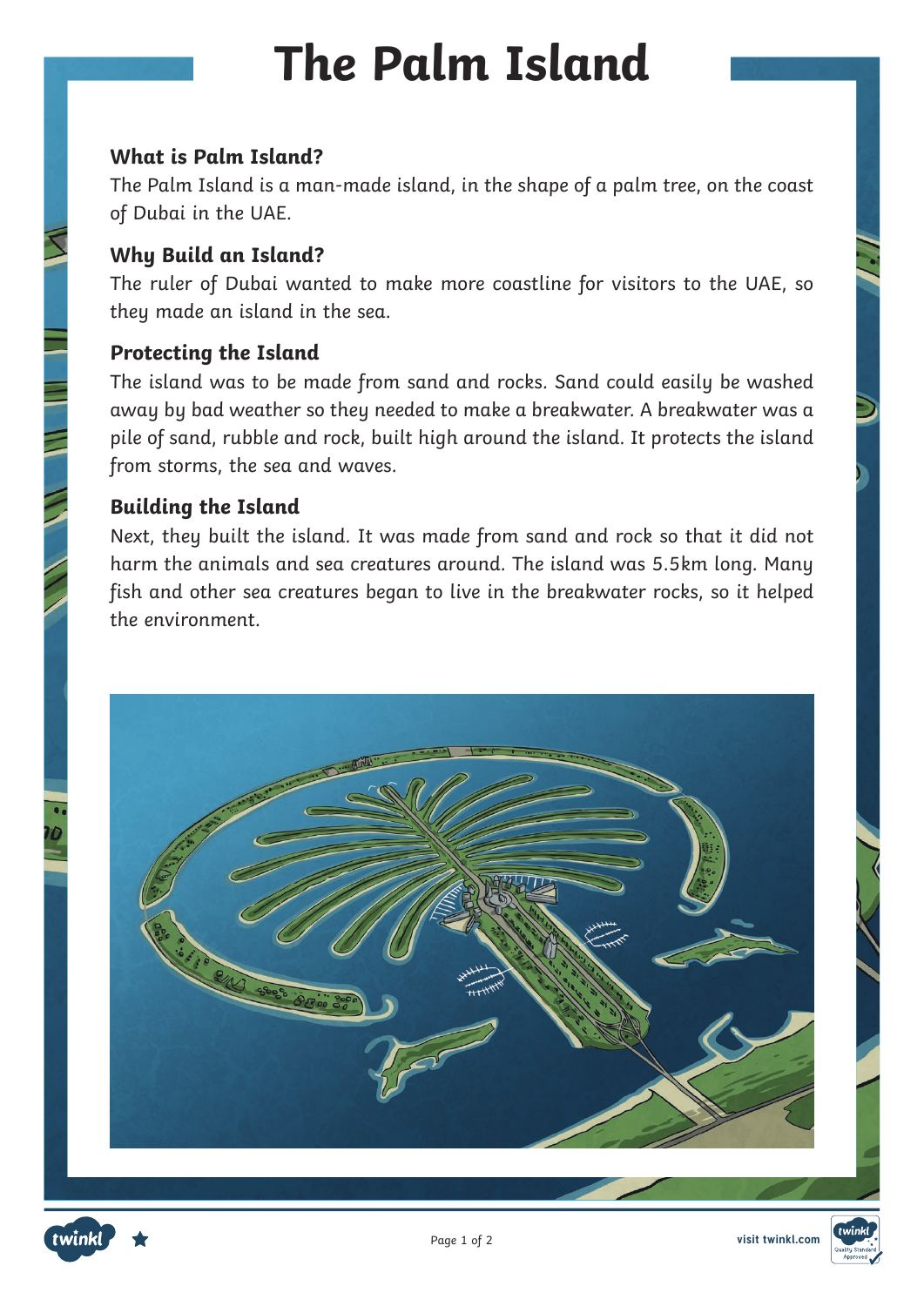# The Palm Island

### What is Palm Island?

The Palm Island is a man-made island, in the shape of a palm tree, on the coast of Dubai in the UAE.

### Why Build an Island?

The ruler of Dubai wanted to make more coastline for visitors to the UAE, so they made an island in the sea.

### Protecting the Island

The island was to be made from sand and rocks. Sand could easily be washed away by bad weather so they needed to make a breakwater. A breakwater was a pile of sand, rubble and rock, built high around the island. It protects the island from storms, the sea and waves.

### Building the Island

Next, they built the island. It was made from sand and rock so that it did not harm the animals and sea creatures around. The island was 5.5km long. Many fish and other sea creatures began to live in the breakwater rocks, so it helped the environment.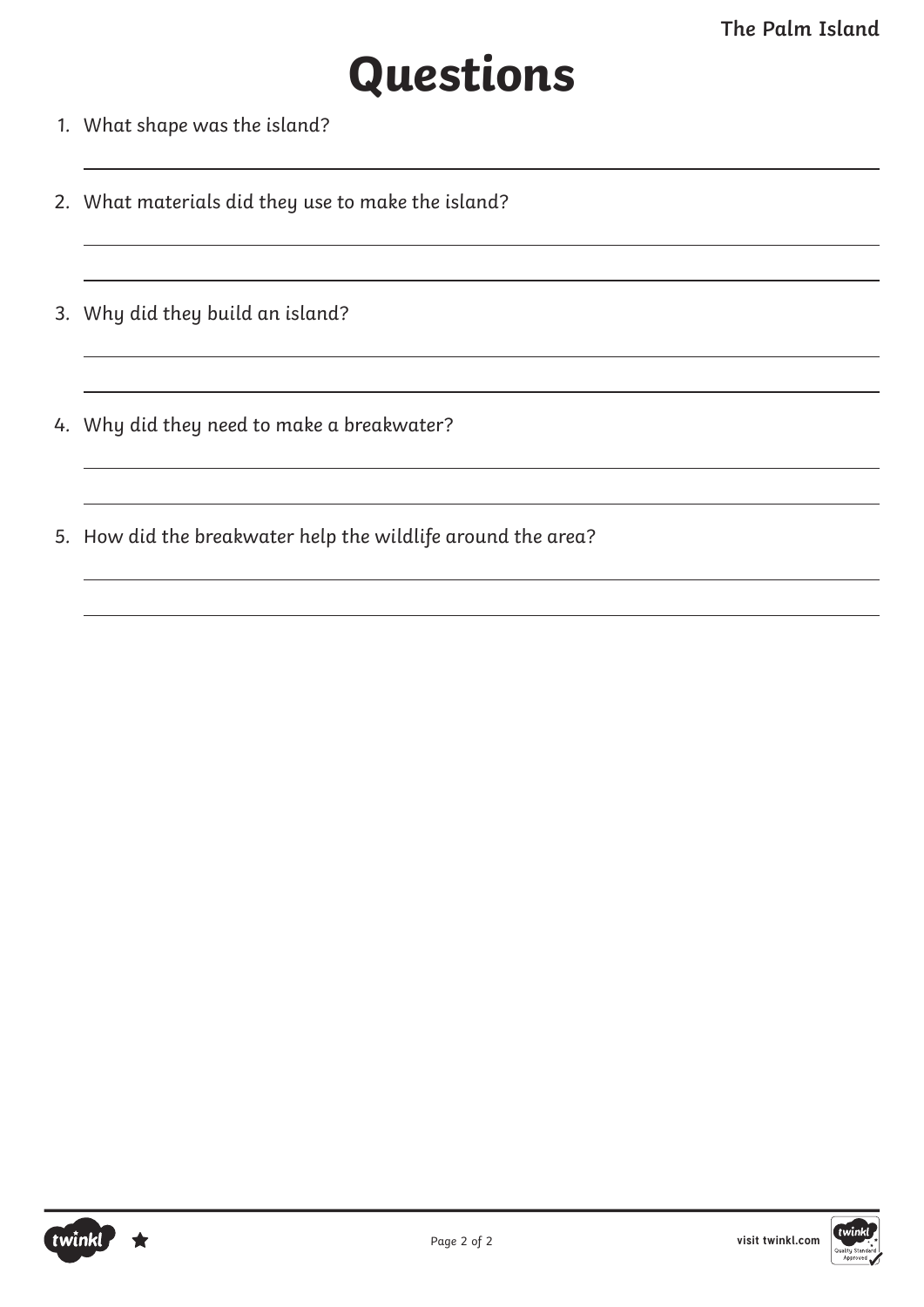# Questions

1. What shape was the island?

2. What materials did they use to make the island?

3. Why did they build an island?

4. Why did they need to make a breakwater?

5. How did the breakwater help the wildlife around the area?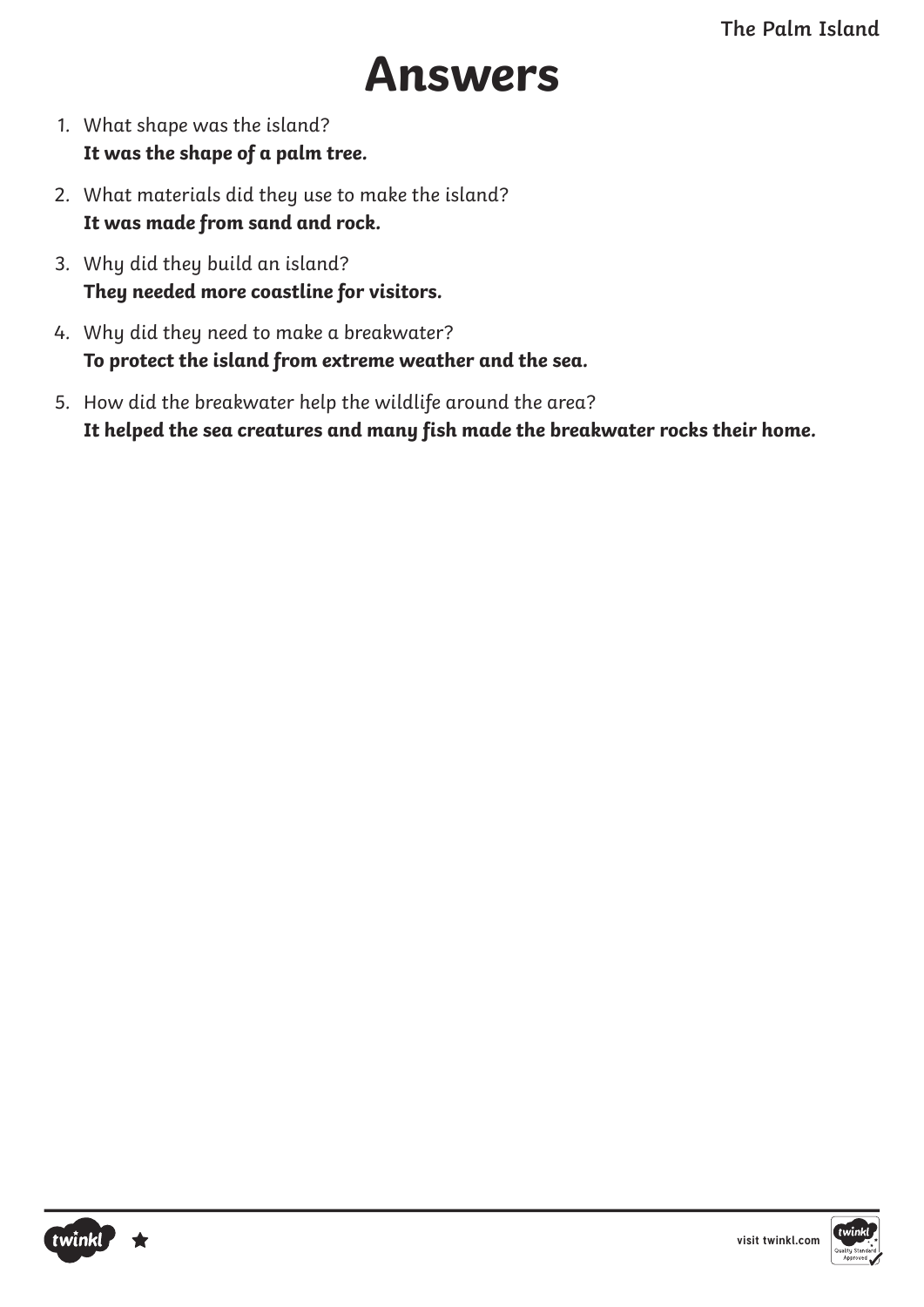# Answers

1. What shape was the island?
   **It was the shape of a palm tree.**
2. What materials did they use to make the island?
   **It was made from sand and rock.**
3. Why did they build an island?
   **They needed more coastline for visitors.**
4. Why did they need to make a breakwater?
   **To protect the island from extreme weather and the sea.**
5. How did the breakwater help the wildlife around the area?
   **It helped the sea creatures and many fish made the breakwater rocks their home.**